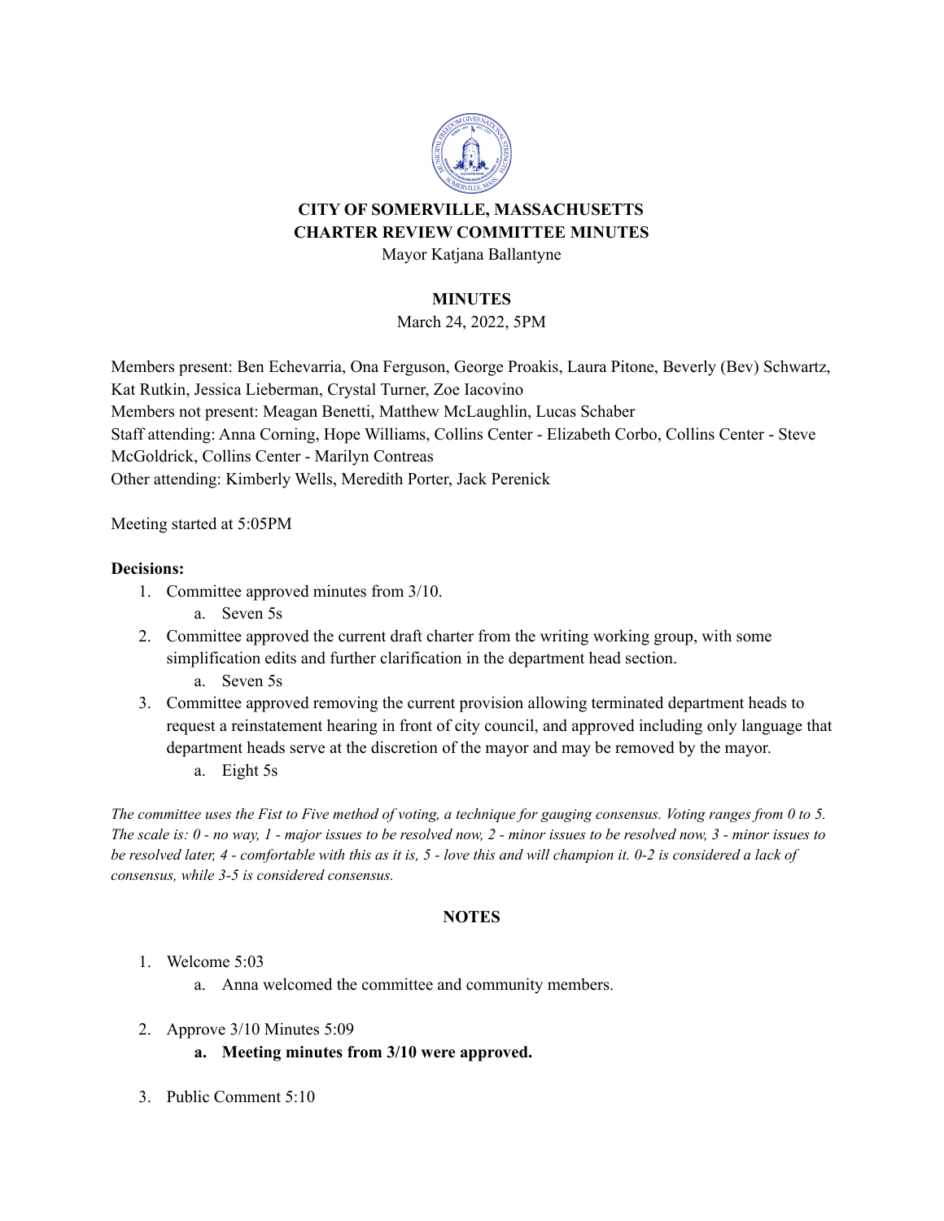**CITY OF SOMERVILLE, MASSACHUSETTS**
**CHARTER REVIEW COMMITTEE MINUTES**
Mayor Katjana Ballantyne

**MINUTES**
March 24, 2022, 5PM

Members present: Ben Echevarria, Ona Ferguson, George Proakis, Laura Pitone, Beverly (Bev) Schwartz, Kat Rutkin, Jessica Lieberman, Crystal Turner, Zoe Iacovino
Members not present: Meagan Benetti, Matthew McLaughlin, Lucas Schaber
Staff attending: Anna Corning, Hope Williams, Collins Center - Elizabeth Corbo, Collins Center - Steve McGoldrick, Collins Center - Marilyn Contreas
Other attending: Kimberly Wells, Meredith Porter, Jack Perenick

Meeting started at 5:05PM

**Decisions:**

1. Committee approved minutes from 3/10.
   a. Seven 5s
2. Committee approved the current draft charter from the writing working group, with some simplification edits and further clarification in the department head section.
   a. Seven 5s
3. Committee approved removing the current provision allowing terminated department heads to request a reinstatement hearing in front of city council, and approved including only language that department heads serve at the discretion of the mayor and may be removed by the mayor.
   a. Eight 5s

*The committee uses the Fist to Five method of voting, a technique for gauging consensus. Voting ranges from 0 to 5. The scale is: 0 - no way, 1 - major issues to be resolved now, 2 - minor issues to be resolved now, 3 - minor issues to be resolved later, 4 - comfortable with this as it is, 5 - love this and will champion it. 0-2 is considered a lack of consensus, while 3-5 is considered consensus.*

**NOTES**

1. Welcome 5:03
   a. Anna welcomed the committee and community members.
2. Approve 3/10 Minutes 5:09
   a. **Meeting minutes from 3/10 were approved.**
3. Public Comment 5:10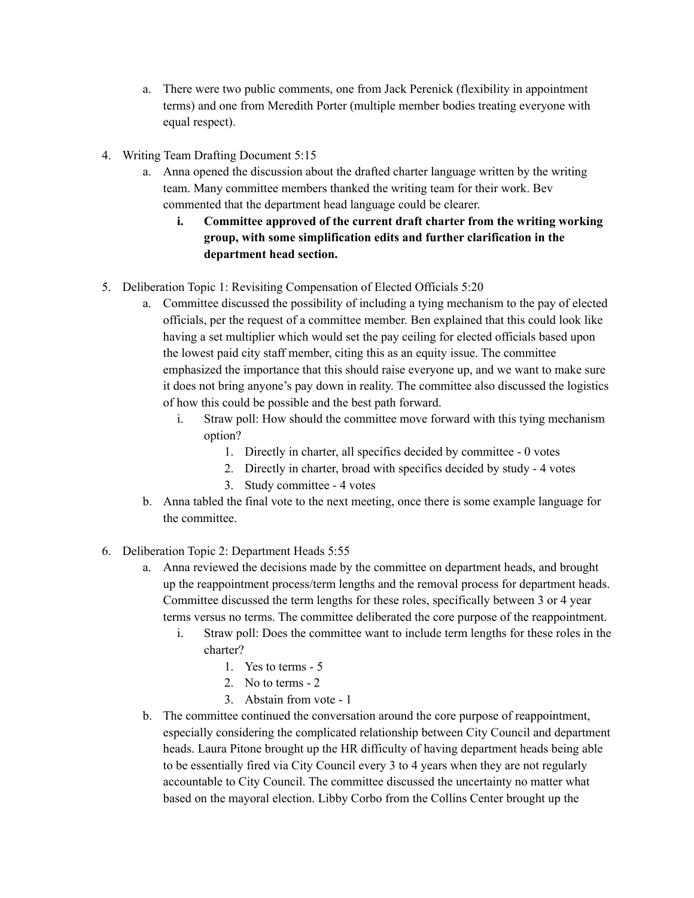a. There were two public comments, one from Jack Perenick (flexibility in appointment terms) and one from Meredith Porter (multiple member bodies treating everyone with equal respect).

4. Writing Team Drafting Document 5:15
   a. Anna opened the discussion about the drafted charter language written by the writing team. Many committee members thanked the writing team for their work. Bev commented that the department head language could be clearer.
      i. **Committee approved of the current draft charter from the writing working group, with some simplification edits and further clarification in the department head section.**

5. Deliberation Topic 1: Revisiting Compensation of Elected Officials 5:20
   a. Committee discussed the possibility of including a tying mechanism to the pay of elected officials, per the request of a committee member. Ben explained that this could look like having a set multiplier which would set the pay ceiling for elected officials based upon the lowest paid city staff member, citing this as an equity issue. The committee emphasized the importance that this should raise everyone up, and we want to make sure it does not bring anyone's pay down in reality. The committee also discussed the logistics of how this could be possible and the best path forward.
      i. Straw poll: How should the committee move forward with this tying mechanism option?
         1. Directly in charter, all specifics decided by committee - 0 votes
         2. Directly in charter, broad with specifics decided by study - 4 votes
         3. Study committee - 4 votes
   b. Anna tabled the final vote to the next meeting, once there is some example language for the committee.

6. Deliberation Topic 2: Department Heads 5:55
   a. Anna reviewed the decisions made by the committee on department heads, and brought up the reappointment process/term lengths and the removal process for department heads. Committee discussed the term lengths for these roles, specifically between 3 or 4 year terms versus no terms. The committee deliberated the core purpose of the reappointment.
      i. Straw poll: Does the committee want to include term lengths for these roles in the charter?
         1. Yes to terms - 5
         2. No to terms - 2
         3. Abstain from vote - 1
   b. The committee continued the conversation around the core purpose of reappointment, especially considering the complicated relationship between City Council and department heads. Laura Pitone brought up the HR difficulty of having department heads being able to be essentially fired via City Council every 3 to 4 years when they are not regularly accountable to City Council. The committee discussed the uncertainty no matter what based on the mayoral election. Libby Corbo from the Collins Center brought up the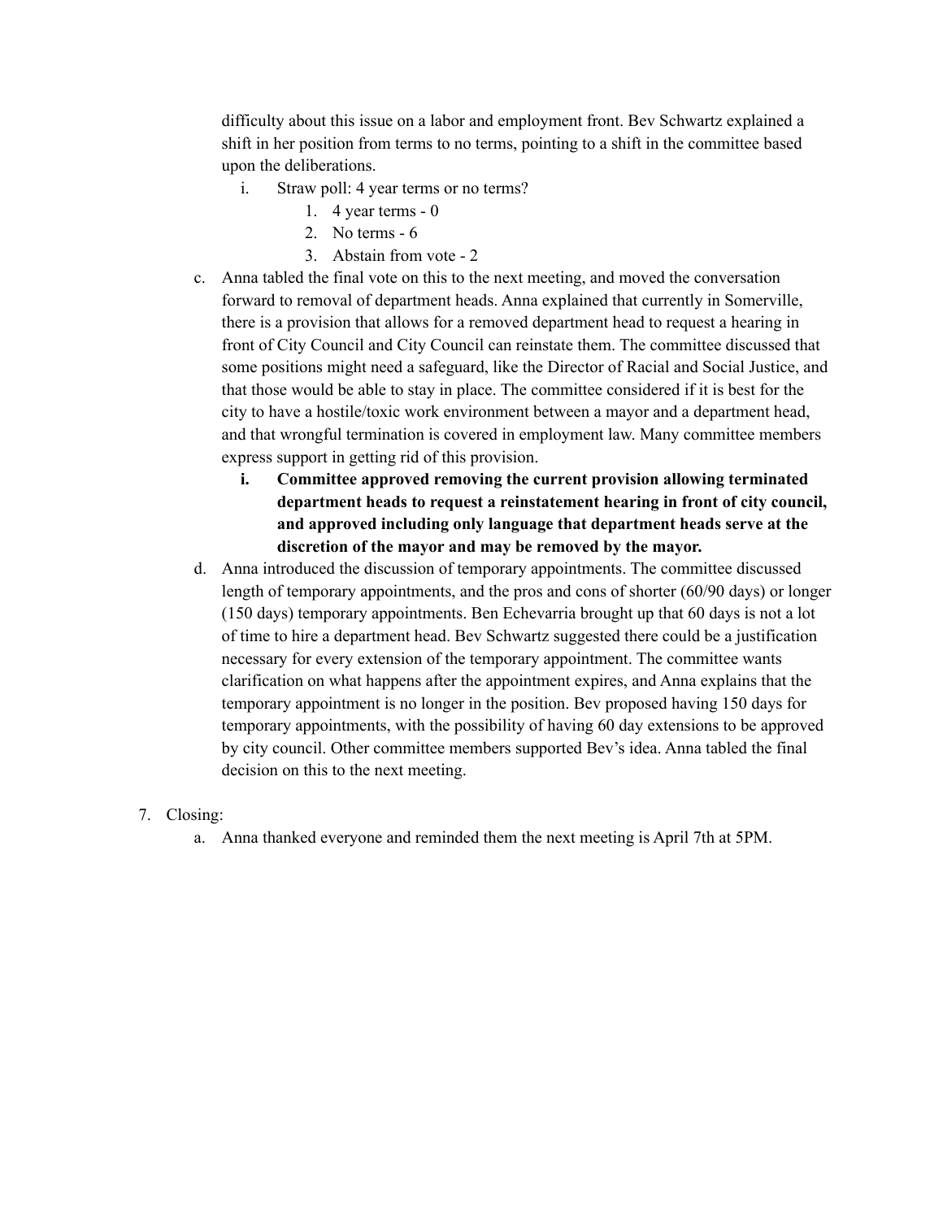difficulty about this issue on a labor and employment front. Bev Schwartz explained a shift in her position from terms to no terms, pointing to a shift in the committee based upon the deliberations.

   i. Straw poll: 4 year terms or no terms?
      1. 4 year terms - 0
      2. No terms - 6
      3. Abstain from vote - 2

c. Anna tabled the final vote on this to the next meeting, and moved the conversation forward to removal of department heads. Anna explained that currently in Somerville, there is a provision that allows for a removed department head to request a hearing in front of City Council and City Council can reinstate them. The committee discussed that some positions might need a safeguard, like the Director of Racial and Social Justice, and that those would be able to stay in place. The committee considered if it is best for the city to have a hostile/toxic work environment between a mayor and a department head, and that wrongful termination is covered in employment law. Many committee members express support in getting rid of this provision.

   i. **Committee approved removing the current provision allowing terminated department heads to request a reinstatement hearing in front of city council, and approved including only language that department heads serve at the discretion of the mayor and may be removed by the mayor.**

d. Anna introduced the discussion of temporary appointments. The committee discussed length of temporary appointments, and the pros and cons of shorter (60/90 days) or longer (150 days) temporary appointments. Ben Echevarria brought up that 60 days is not a lot of time to hire a department head. Bev Schwartz suggested there could be a justification necessary for every extension of the temporary appointment. The committee wants clarification on what happens after the appointment expires, and Anna explains that the temporary appointment is no longer in the position. Bev proposed having 150 days for temporary appointments, with the possibility of having 60 day extensions to be approved by city council. Other committee members supported Bev's idea. Anna tabled the final decision on this to the next meeting.

7. Closing:
   a. Anna thanked everyone and reminded them the next meeting is April 7th at 5PM.